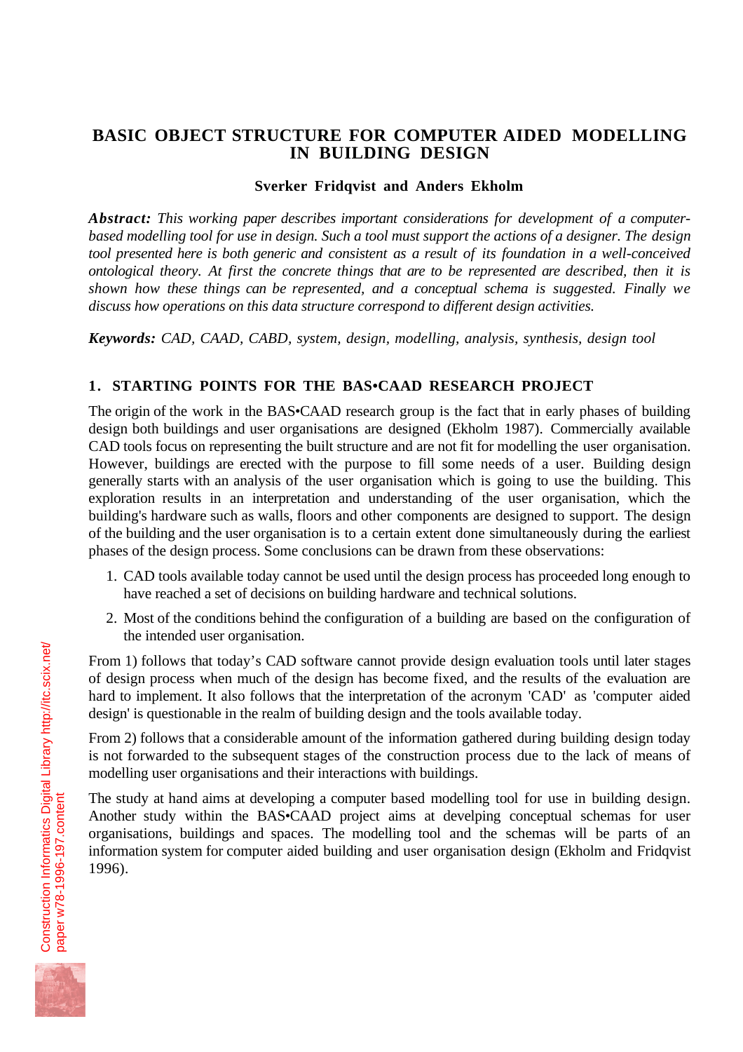# BASIC OBJECT STRUCTURE FOR COMPUTER AIDED MODELLING IN BUILDING DESIGN

**Sverker Fridqvist and Anders Ekholm**

***Abstract:*** *This working paper describes important considerations for development of a computer-based modelling tool for use in design. Such a tool must support the actions of a designer. The design tool presented here is both generic and consistent as a result of its foundation in a well-conceived ontological theory. At first the concrete things that are to be represented are described, then it is shown how these things can be represented, and a conceptual schema is suggested. Finally we discuss how operations on this data structure correspond to different design activities.*

***Keywords:*** *CAD, CAAD, CABD, system, design, modelling, analysis, synthesis, design tool*

## 1. STARTING POINTS FOR THE BAS•CAAD RESEARCH PROJECT

The origin of the work in the BAS•CAAD research group is the fact that in early phases of building design both buildings and user organisations are designed (Ekholm 1987). Commercially available CAD tools focus on representing the built structure and are not fit for modelling the user organisation. However, buildings are erected with the purpose to fill some needs of a user. Building design generally starts with an analysis of the user organisation which is going to use the building. This exploration results in an interpretation and understanding of the user organisation, which the building's hardware such as walls, floors and other components are designed to support. The design of the building and the user organisation is to a certain extent done simultaneously during the earliest phases of the design process. Some conclusions can be drawn from these observations:

1. CAD tools available today cannot be used until the design process has proceeded long enough to have reached a set of decisions on building hardware and technical solutions.
2. Most of the conditions behind the configuration of a building are based on the configuration of the intended user organisation.

From 1) follows that today's CAD software cannot provide design evaluation tools until later stages of design process when much of the design has become fixed, and the results of the evaluation are hard to implement. It also follows that the interpretation of the acronym 'CAD' as 'computer aided design' is questionable in the realm of building design and the tools available today.

From 2) follows that a considerable amount of the information gathered during building design today is not forwarded to the subsequent stages of the construction process due to the lack of means of modelling user organisations and their interactions with buildings.

The study at hand aims at developing a computer based modelling tool for use in building design. Another study within the BAS•CAAD project aims at develping conceptual schemas for user organisations, buildings and spaces. The modelling tool and the schemas will be parts of an information system for computer aided building and user organisation design (Ekholm and Fridqvist 1996).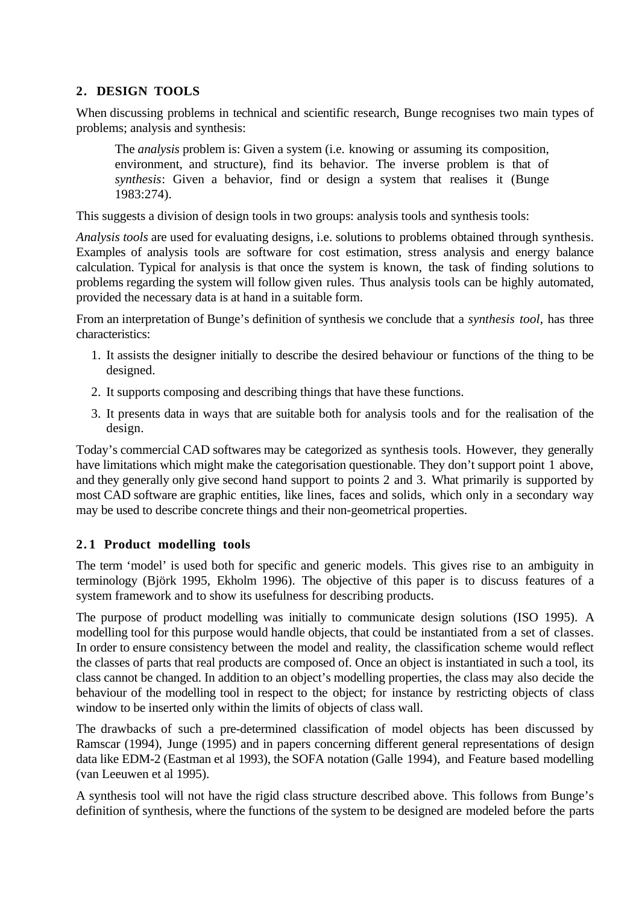## 2. DESIGN TOOLS

When discussing problems in technical and scientific research, Bunge recognises two main types of problems; analysis and synthesis:

> The *analysis* problem is: Given a system (i.e. knowing or assuming its composition, environment, and structure), find its behavior. The inverse problem is that of *synthesis*: Given a behavior, find or design a system that realises it (Bunge 1983:274).

This suggests a division of design tools in two groups: analysis tools and synthesis tools:

*Analysis tools* are used for evaluating designs, i.e. solutions to problems obtained through synthesis. Examples of analysis tools are software for cost estimation, stress analysis and energy balance calculation. Typical for analysis is that once the system is known, the task of finding solutions to problems regarding the system will follow given rules. Thus analysis tools can be highly automated, provided the necessary data is at hand in a suitable form.

From an interpretation of Bunge's definition of synthesis we conclude that a *synthesis tool*, has three characteristics:

1. It assists the designer initially to describe the desired behaviour or functions of the thing to be designed.
2. It supports composing and describing things that have these functions.
3. It presents data in ways that are suitable both for analysis tools and for the realisation of the design.

Today's commercial CAD softwares may be categorized as synthesis tools. However, they generally have limitations which might make the categorisation questionable. They don't support point 1 above, and they generally only give second hand support to points 2 and 3. What primarily is supported by most CAD software are graphic entities, like lines, faces and solids, which only in a secondary way may be used to describe concrete things and their non-geometrical properties.

### 2.1 Product modelling tools

The term 'model' is used both for specific and generic models. This gives rise to an ambiguity in terminology (Björk 1995, Ekholm 1996). The objective of this paper is to discuss features of a system framework and to show its usefulness for describing products.

The purpose of product modelling was initially to communicate design solutions (ISO 1995). A modelling tool for this purpose would handle objects, that could be instantiated from a set of classes. In order to ensure consistency between the model and reality, the classification scheme would reflect the classes of parts that real products are composed of. Once an object is instantiated in such a tool, its class cannot be changed. In addition to an object's modelling properties, the class may also decide the behaviour of the modelling tool in respect to the object; for instance by restricting objects of class window to be inserted only within the limits of objects of class wall.

The drawbacks of such a pre-determined classification of model objects has been discussed by Ramscar (1994), Junge (1995) and in papers concerning different general representations of design data like EDM-2 (Eastman et al 1993), the SOFA notation (Galle 1994), and Feature based modelling (van Leeuwen et al 1995).

A synthesis tool will not have the rigid class structure described above. This follows from Bunge's definition of synthesis, where the functions of the system to be designed are modeled before the parts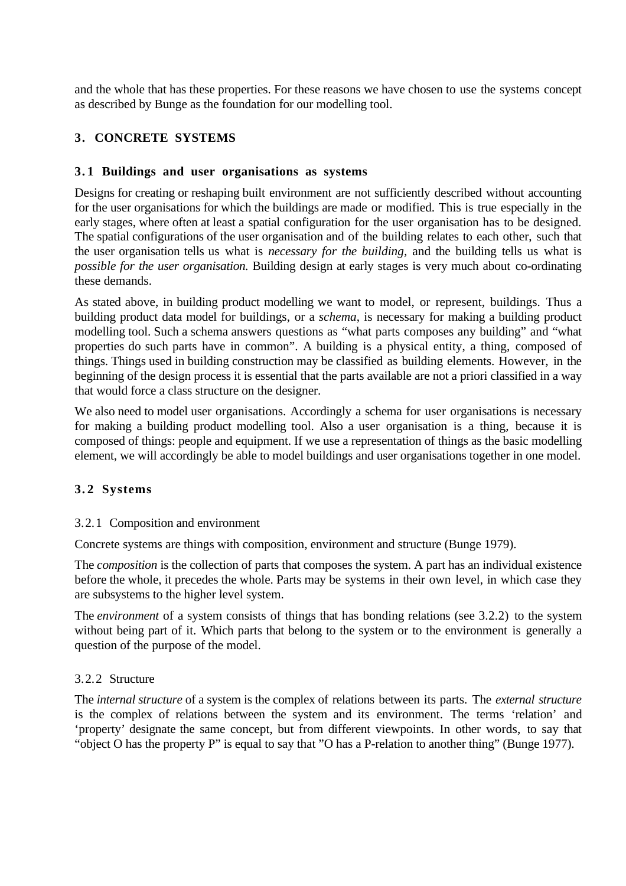and the whole that has these properties. For these reasons we have chosen to use the systems concept as described by Bunge as the foundation for our modelling tool.

## 3. CONCRETE SYSTEMS

### 3.1 Buildings and user organisations as systems

Designs for creating or reshaping built environment are not sufficiently described without accounting for the user organisations for which the buildings are made or modified. This is true especially in the early stages, where often at least a spatial configuration for the user organisation has to be designed. The spatial configurations of the user organisation and of the building relates to each other, such that the user organisation tells us what is *necessary for the building*, and the building tells us what is *possible for the user organisation.* Building design at early stages is very much about co-ordinating these demands.

As stated above, in building product modelling we want to model, or represent, buildings. Thus a building product data model for buildings, or a *schema*, is necessary for making a building product modelling tool. Such a schema answers questions as “what parts composes any building” and “what properties do such parts have in common”. A building is a physical entity, a thing, composed of things. Things used in building construction may be classified as building elements. However, in the beginning of the design process it is essential that the parts available are not a priori classified in a way that would force a class structure on the designer.

We also need to model user organisations. Accordingly a schema for user organisations is necessary for making a building product modelling tool. Also a user organisation is a thing, because it is composed of things: people and equipment. If we use a representation of things as the basic modelling element, we will accordingly be able to model buildings and user organisations together in one model.

### 3.2 Systems

#### 3.2.1 Composition and environment

Concrete systems are things with composition, environment and structure (Bunge 1979).

The *composition* is the collection of parts that composes the system. A part has an individual existence before the whole, it precedes the whole. Parts may be systems in their own level, in which case they are subsystems to the higher level system.

The *environment* of a system consists of things that has bonding relations (see 3.2.2) to the system without being part of it. Which parts that belong to the system or to the environment is generally a question of the purpose of the model.

#### 3.2.2 Structure

The *internal structure* of a system is the complex of relations between its parts. The *external structure* is the complex of relations between the system and its environment. The terms ‘relation’ and ‘property’ designate the same concept, but from different viewpoints. In other words, to say that “object O has the property P” is equal to say that ”O has a P-relation to another thing” (Bunge 1977).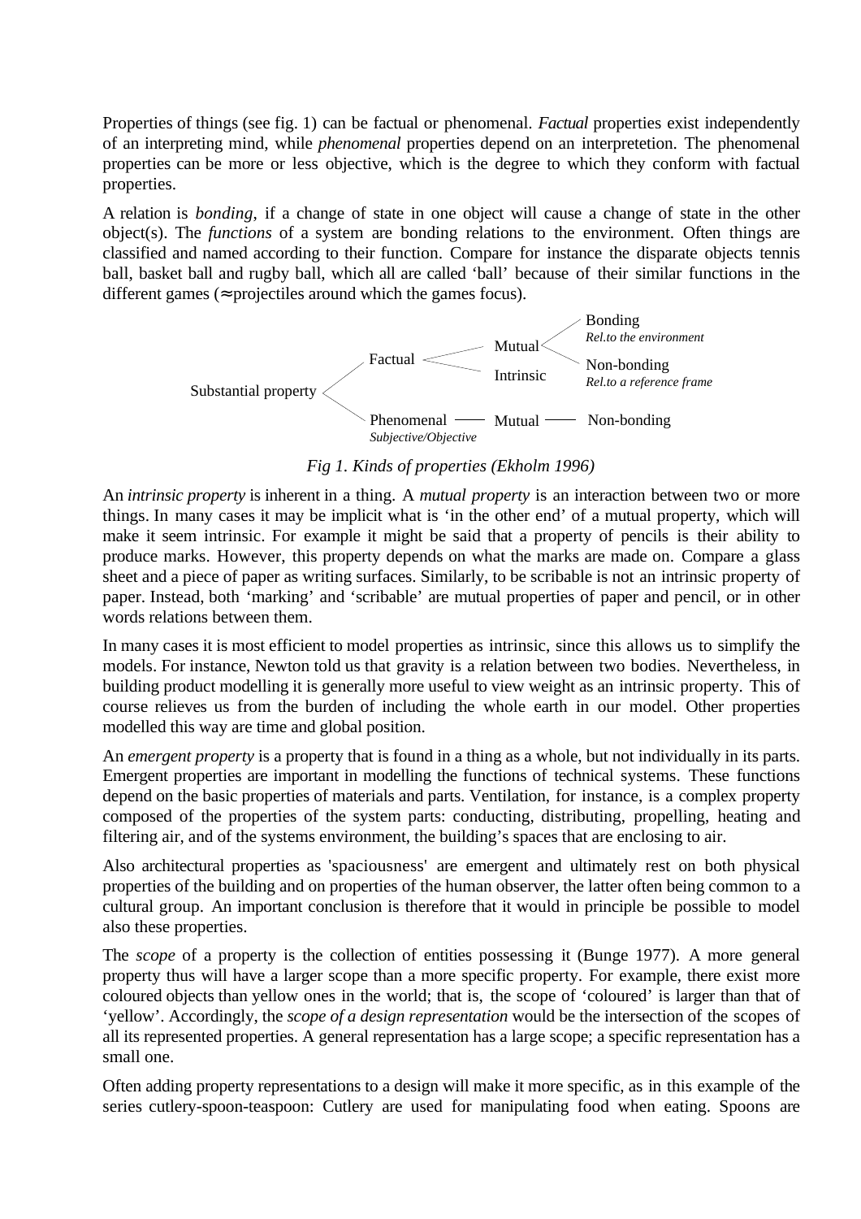Properties of things (see fig. 1) can be factual or phenomenal. *Factual* properties exist independently of an interpreting mind, while *phenomenal* properties depend on an interpretetion. The phenomenal properties can be more or less objective, which is the degree to which they conform with factual properties.

A relation is *bonding*, if a change of state in one object will cause a change of state in the other object(s). The *functions* of a system are bonding relations to the environment. Often things are classified and named according to their function. Compare for instance the disparate objects tennis ball, basket ball and rugby ball, which all are called 'ball' because of their similar functions in the different games (≈projectiles around which the games focus).

```
                                          Mutual  < Bonding
                      Factual  <                     Rel.to the environment
                                                   Non-bonding
                                          Intrinsic  Rel.to a reference frame
Substantial property <
                      Phenomenal  ——  Mutual  ——  Non-bonding
                      Subjective/Objective
```

*Fig 1. Kinds of properties (Ekholm 1996)*

An *intrinsic property* is inherent in a thing. A *mutual property* is an interaction between two or more things. In many cases it may be implicit what is 'in the other end' of a mutual property, which will make it seem intrinsic. For example it might be said that a property of pencils is their ability to produce marks. However, this property depends on what the marks are made on. Compare a glass sheet and a piece of paper as writing surfaces. Similarly, to be scribable is not an intrinsic property of paper. Instead, both 'marking' and 'scribable' are mutual properties of paper and pencil, or in other words relations between them.

In many cases it is most efficient to model properties as intrinsic, since this allows us to simplify the models. For instance, Newton told us that gravity is a relation between two bodies. Nevertheless, in building product modelling it is generally more useful to view weight as an intrinsic property. This of course relieves us from the burden of including the whole earth in our model. Other properties modelled this way are time and global position.

An *emergent property* is a property that is found in a thing as a whole, but not individually in its parts. Emergent properties are important in modelling the functions of technical systems. These functions depend on the basic properties of materials and parts. Ventilation, for instance, is a complex property composed of the properties of the system parts: conducting, distributing, propelling, heating and filtering air, and of the systems environment, the building's spaces that are enclosing to air.

Also architectural properties as 'spaciousness' are emergent and ultimately rest on both physical properties of the building and on properties of the human observer, the latter often being common to a cultural group. An important conclusion is therefore that it would in principle be possible to model also these properties.

The *scope* of a property is the collection of entities possessing it (Bunge 1977). A more general property thus will have a larger scope than a more specific property. For example, there exist more coloured objects than yellow ones in the world; that is, the scope of 'coloured' is larger than that of 'yellow'. Accordingly, the *scope of a design representation* would be the intersection of the scopes of all its represented properties. A general representation has a large scope; a specific representation has a small one.

Often adding property representations to a design will make it more specific, as in this example of the series cutlery-spoon-teaspoon: Cutlery are used for manipulating food when eating. Spoons are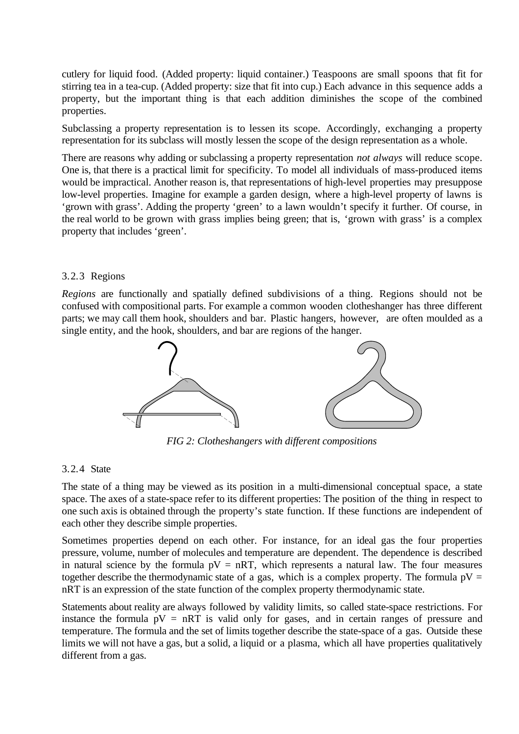cutlery for liquid food. (Added property: liquid container.) Teaspoons are small spoons that fit for stirring tea in a tea-cup. (Added property: size that fit into cup.) Each advance in this sequence adds a property, but the important thing is that each addition diminishes the scope of the combined properties.

Subclassing a property representation is to lessen its scope. Accordingly, exchanging a property representation for its subclass will mostly lessen the scope of the design representation as a whole.

There are reasons why adding or subclassing a property representation *not always* will reduce scope. One is, that there is a practical limit for specificity. To model all individuals of mass-produced items would be impractical. Another reason is, that representations of high-level properties may presuppose low-level properties. Imagine for example a garden design, where a high-level property of lawns is 'grown with grass'. Adding the property 'green' to a lawn wouldn't specify it further. Of course, in the real world to be grown with grass implies being green; that is, 'grown with grass' is a complex property that includes 'green'.

### 3.2.3 Regions

*Regions* are functionally and spatially defined subdivisions of a thing. Regions should not be confused with compositional parts. For example a common wooden clotheshanger has three different parts; we may call them hook, shoulders and bar. Plastic hangers, however, are often moulded as a single entity, and the hook, shoulders, and bar are regions of the hanger.

*FIG 2: Clotheshangers with different compositions*

### 3.2.4 State

The state of a thing may be viewed as its position in a multi-dimensional conceptual space, a state space. The axes of a state-space refer to its different properties: The position of the thing in respect to one such axis is obtained through the property's state function. If these functions are independent of each other they describe simple properties.

Sometimes properties depend on each other. For instance, for an ideal gas the four properties pressure, volume, number of molecules and temperature are dependent. The dependence is described in natural science by the formula $pV = nRT$, which represents a natural law. The four measures together describe the thermodynamic state of a gas, which is a complex property. The formula $pV = nRT$ is an expression of the state function of the complex property thermodynamic state.

Statements about reality are always followed by validity limits, so called state-space restrictions. For instance the formula $pV = nRT$ is valid only for gases, and in certain ranges of pressure and temperature. The formula and the set of limits together describe the state-space of a gas. Outside these limits we will not have a gas, but a solid, a liquid or a plasma, which all have properties qualitatively different from a gas.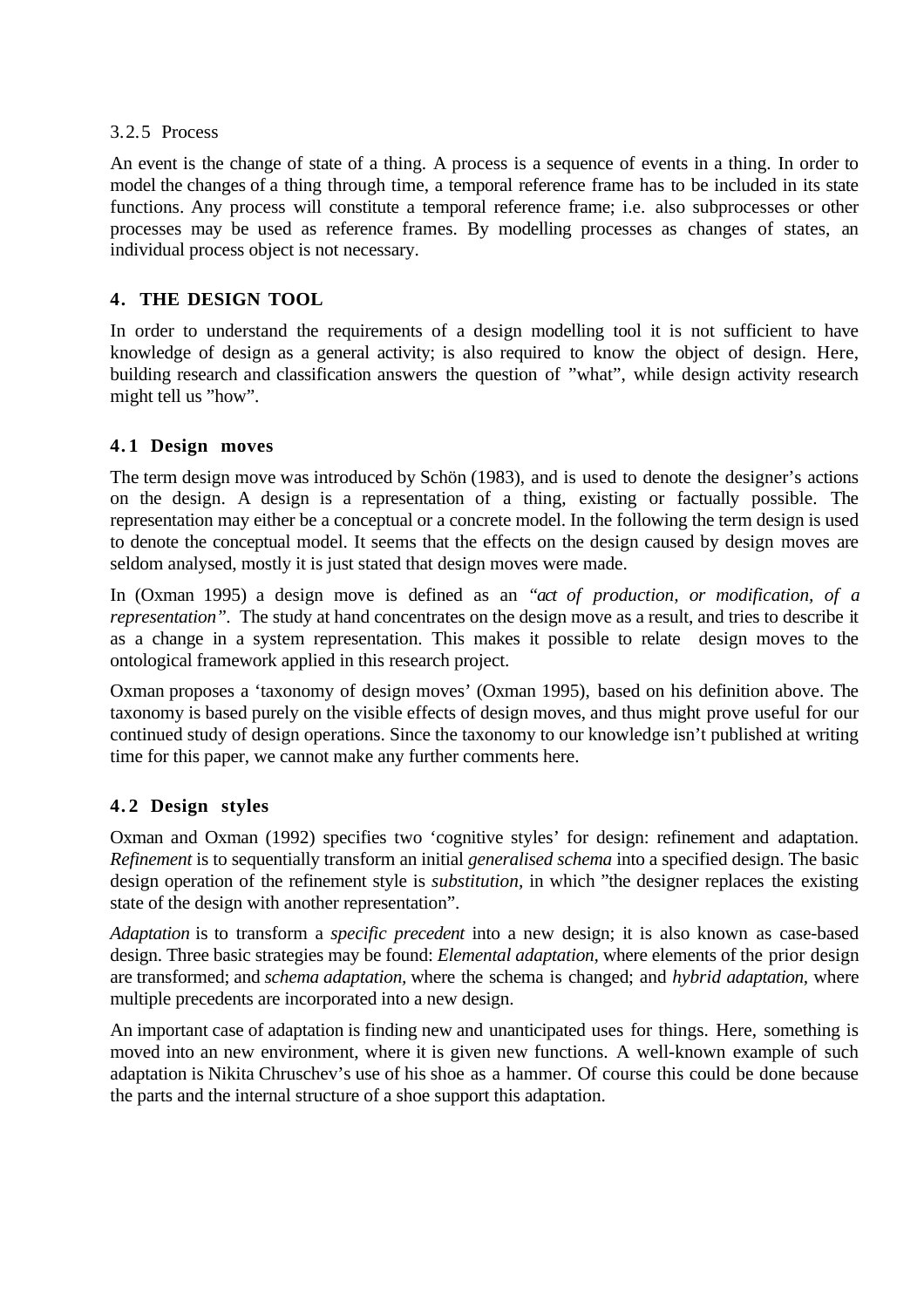#### 3.2.5 Process

An event is the change of state of a thing. A process is a sequence of events in a thing. In order to model the changes of a thing through time, a temporal reference frame has to be included in its state functions. Any process will constitute a temporal reference frame; i.e. also subprocesses or other processes may be used as reference frames. By modelling processes as changes of states, an individual process object is not necessary.

## 4. THE DESIGN TOOL

In order to understand the requirements of a design modelling tool it is not sufficient to have knowledge of design as a general activity; is also required to know the object of design. Here, building research and classification answers the question of ”what”, while design activity research might tell us ”how”.

### 4.1 Design moves

The term design move was introduced by Schön (1983), and is used to denote the designer's actions on the design. A design is a representation of a thing, existing or factually possible. The representation may either be a conceptual or a concrete model. In the following the term design is used to denote the conceptual model. It seems that the effects on the design caused by design moves are seldom analysed, mostly it is just stated that design moves were made.

In (Oxman 1995) a design move is defined as an *"act of production, or modification, of a representation"*. The study at hand concentrates on the design move as a result, and tries to describe it as a change in a system representation. This makes it possible to relate design moves to the ontological framework applied in this research project.

Oxman proposes a 'taxonomy of design moves' (Oxman 1995), based on his definition above. The taxonomy is based purely on the visible effects of design moves, and thus might prove useful for our continued study of design operations. Since the taxonomy to our knowledge isn't published at writing time for this paper, we cannot make any further comments here.

### 4.2 Design styles

Oxman and Oxman (1992) specifies two 'cognitive styles' for design: refinement and adaptation. *Refinement* is to sequentially transform an initial *generalised schema* into a specified design. The basic design operation of the refinement style is *substitution*, in which ”the designer replaces the existing state of the design with another representation”.

*Adaptation* is to transform a *specific precedent* into a new design; it is also known as case-based design. Three basic strategies may be found: *Elemental adaptation*, where elements of the prior design are transformed; and *schema adaptation*, where the schema is changed; and *hybrid adaptation*, where multiple precedents are incorporated into a new design.

An important case of adaptation is finding new and unanticipated uses for things. Here, something is moved into an new environment, where it is given new functions. A well-known example of such adaptation is Nikita Chruschev's use of his shoe as a hammer. Of course this could be done because the parts and the internal structure of a shoe support this adaptation.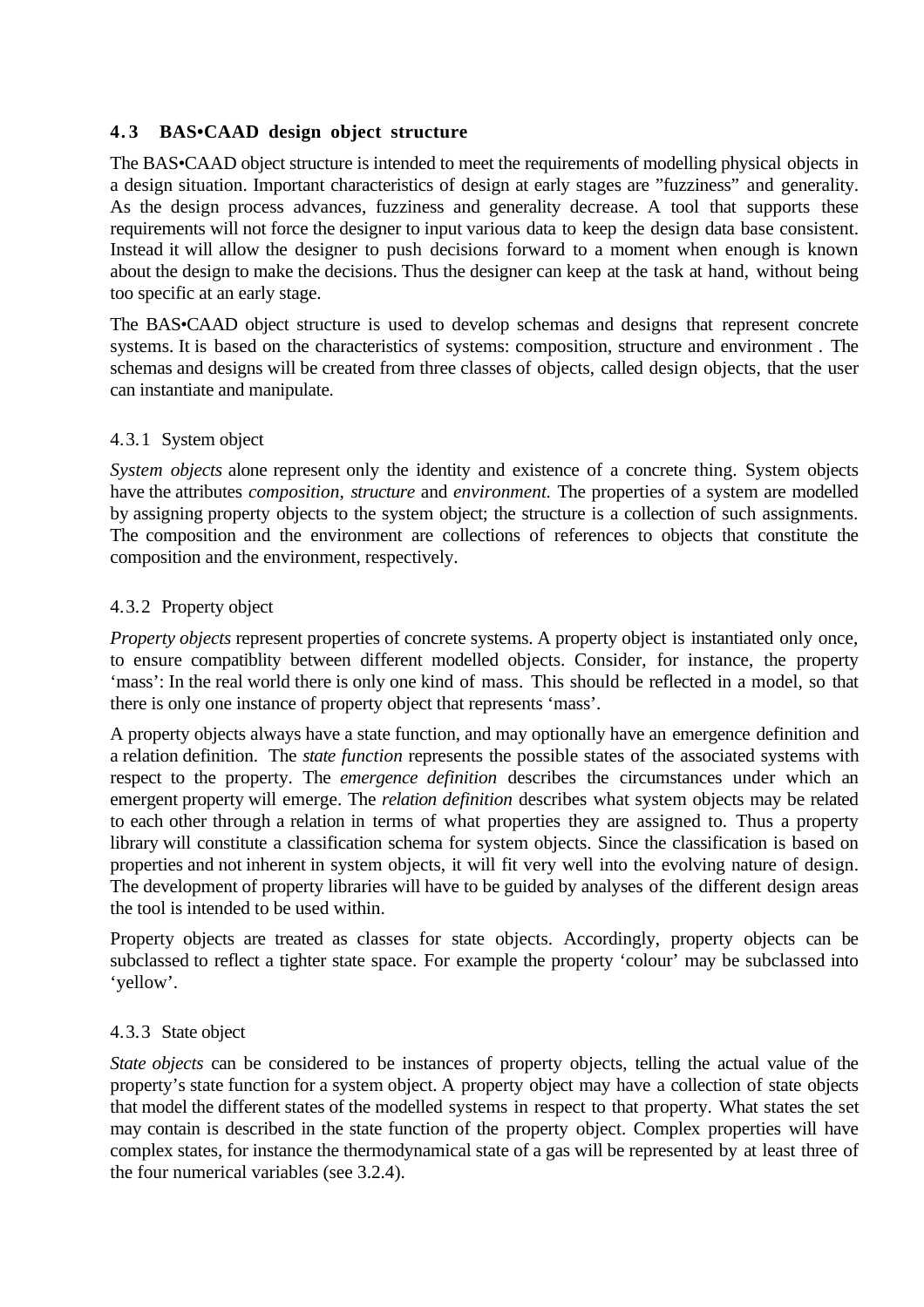## 4.3 BAS•CAAD design object structure

The BAS•CAAD object structure is intended to meet the requirements of modelling physical objects in a design situation. Important characteristics of design at early stages are ”fuzziness” and generality. As the design process advances, fuzziness and generality decrease. A tool that supports these requirements will not force the designer to input various data to keep the design data base consistent. Instead it will allow the designer to push decisions forward to a moment when enough is known about the design to make the decisions. Thus the designer can keep at the task at hand, without being too specific at an early stage.

The BAS•CAAD object structure is used to develop schemas and designs that represent concrete systems. It is based on the characteristics of systems: composition, structure and environment . The schemas and designs will be created from three classes of objects, called design objects, that the user can instantiate and manipulate.

### 4.3.1 System object

*System objects* alone represent only the identity and existence of a concrete thing. System objects have the attributes *composition*, *structure* and *environment*. The properties of a system are modelled by assigning property objects to the system object; the structure is a collection of such assignments. The composition and the environment are collections of references to objects that constitute the composition and the environment, respectively.

### 4.3.2 Property object

*Property objects* represent properties of concrete systems. A property object is instantiated only once, to ensure compatiblity between different modelled objects. Consider, for instance, the property ‘mass’: In the real world there is only one kind of mass. This should be reflected in a model, so that there is only one instance of property object that represents ‘mass’.

A property objects always have a state function, and may optionally have an emergence definition and a relation definition. The *state function* represents the possible states of the associated systems with respect to the property. The *emergence definition* describes the circumstances under which an emergent property will emerge. The *relation definition* describes what system objects may be related to each other through a relation in terms of what properties they are assigned to. Thus a property library will constitute a classification schema for system objects. Since the classification is based on properties and not inherent in system objects, it will fit very well into the evolving nature of design. The development of property libraries will have to be guided by analyses of the different design areas the tool is intended to be used within.

Property objects are treated as classes for state objects. Accordingly, property objects can be subclassed to reflect a tighter state space. For example the property ‘colour’ may be subclassed into ‘yellow’.

### 4.3.3 State object

*State objects* can be considered to be instances of property objects, telling the actual value of the property’s state function for a system object. A property object may have a collection of state objects that model the different states of the modelled systems in respect to that property. What states the set may contain is described in the state function of the property object. Complex properties will have complex states, for instance the thermodynamical state of a gas will be represented by at least three of the four numerical variables (see 3.2.4).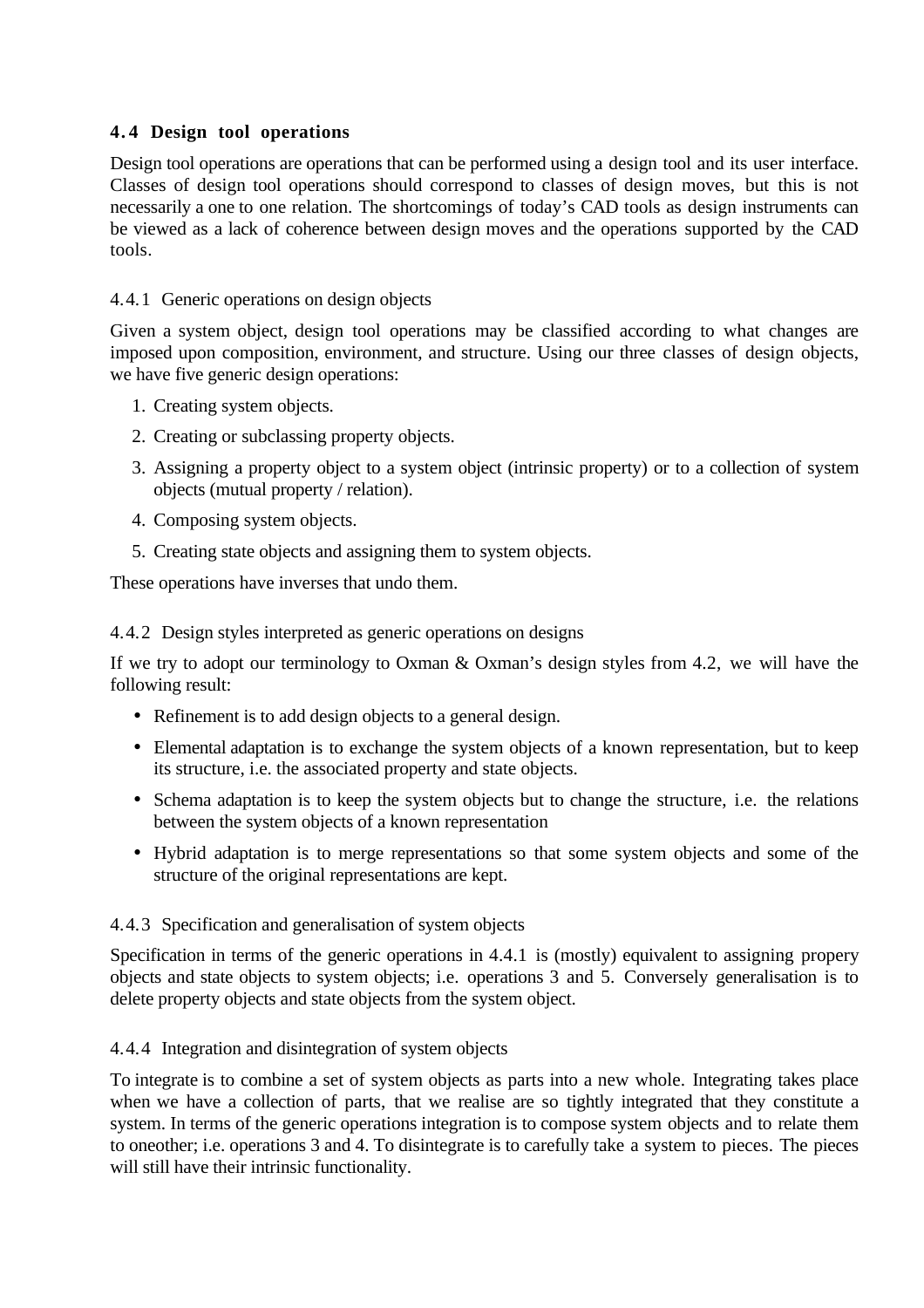## 4.4 Design tool operations

Design tool operations are operations that can be performed using a design tool and its user interface. Classes of design tool operations should correspond to classes of design moves, but this is not necessarily a one to one relation. The shortcomings of today's CAD tools as design instruments can be viewed as a lack of coherence between design moves and the operations supported by the CAD tools.

### 4.4.1 Generic operations on design objects

Given a system object, design tool operations may be classified according to what changes are imposed upon composition, environment, and structure. Using our three classes of design objects, we have five generic design operations:

1. Creating system objects.
2. Creating or subclassing property objects.
3. Assigning a property object to a system object (intrinsic property) or to a collection of system objects (mutual property / relation).
4. Composing system objects.
5. Creating state objects and assigning them to system objects.

These operations have inverses that undo them.

### 4.4.2 Design styles interpreted as generic operations on designs

If we try to adopt our terminology to Oxman & Oxman's design styles from 4.2, we will have the following result:

- Refinement is to add design objects to a general design.
- Elemental adaptation is to exchange the system objects of a known representation, but to keep its structure, i.e. the associated property and state objects.
- Schema adaptation is to keep the system objects but to change the structure, i.e. the relations between the system objects of a known representation
- Hybrid adaptation is to merge representations so that some system objects and some of the structure of the original representations are kept.

### 4.4.3 Specification and generalisation of system objects

Specification in terms of the generic operations in 4.4.1 is (mostly) equivalent to assigning propery objects and state objects to system objects; i.e. operations 3 and 5. Conversely generalisation is to delete property objects and state objects from the system object.

### 4.4.4 Integration and disintegration of system objects

To integrate is to combine a set of system objects as parts into a new whole. Integrating takes place when we have a collection of parts, that we realise are so tightly integrated that they constitute a system. In terms of the generic operations integration is to compose system objects and to relate them to oneother; i.e. operations 3 and 4. To disintegrate is to carefully take a system to pieces. The pieces will still have their intrinsic functionality.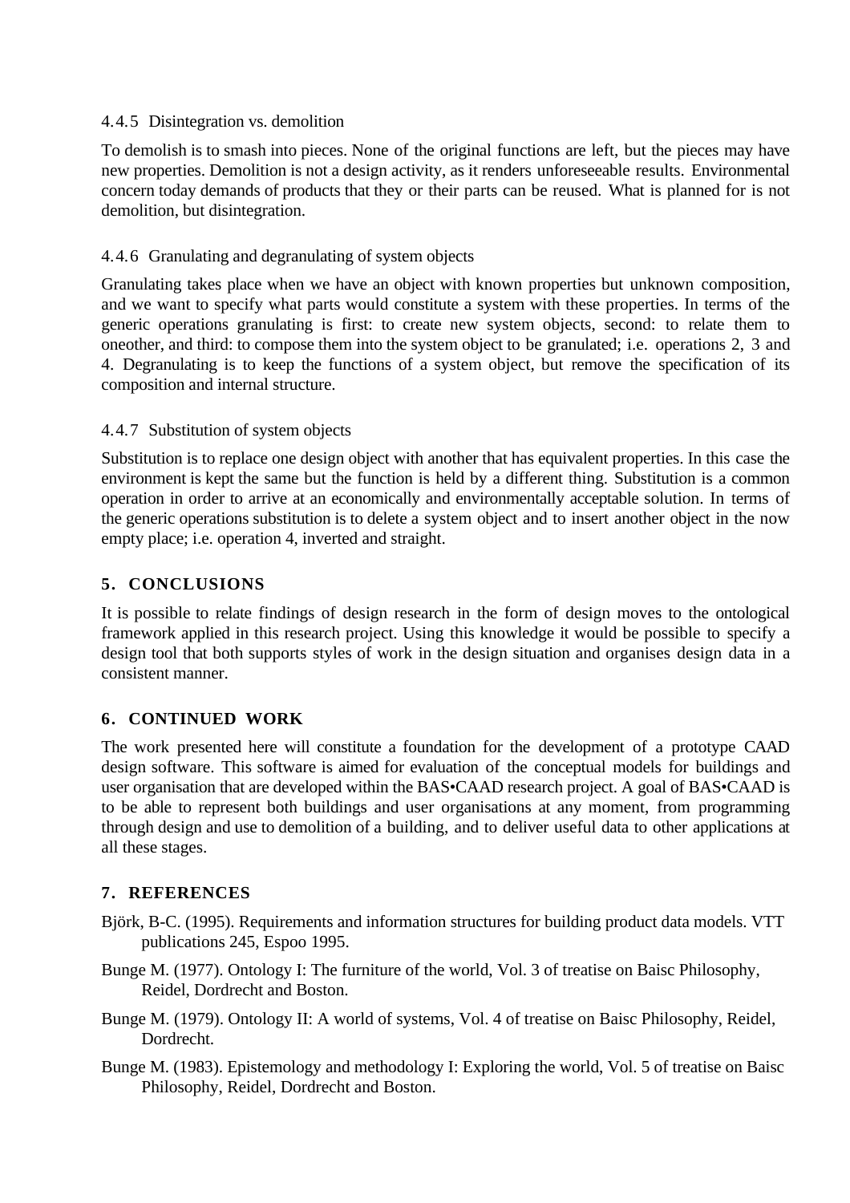#### 4.4.5 Disintegration vs. demolition

To demolish is to smash into pieces. None of the original functions are left, but the pieces may have new properties. Demolition is not a design activity, as it renders unforeseeable results. Environmental concern today demands of products that they or their parts can be reused. What is planned for is not demolition, but disintegration.

#### 4.4.6 Granulating and degranulating of system objects

Granulating takes place when we have an object with known properties but unknown composition, and we want to specify what parts would constitute a system with these properties. In terms of the generic operations granulating is first: to create new system objects, second: to relate them to oneother, and third: to compose them into the system object to be granulated; i.e. operations 2, 3 and 4. Degranulating is to keep the functions of a system object, but remove the specification of its composition and internal structure.

#### 4.4.7 Substitution of system objects

Substitution is to replace one design object with another that has equivalent properties. In this case the environment is kept the same but the function is held by a different thing. Substitution is a common operation in order to arrive at an economically and environmentally acceptable solution. In terms of the generic operations substitution is to delete a system object and to insert another object in the now empty place; i.e. operation 4, inverted and straight.

## 5. CONCLUSIONS

It is possible to relate findings of design research in the form of design moves to the ontological framework applied in this research project. Using this knowledge it would be possible to specify a design tool that both supports styles of work in the design situation and organises design data in a consistent manner.

## 6. CONTINUED WORK

The work presented here will constitute a foundation for the development of a prototype CAAD design software. This software is aimed for evaluation of the conceptual models for buildings and user organisation that are developed within the BAS•CAAD research project. A goal of BAS•CAAD is to be able to represent both buildings and user organisations at any moment, from programming through design and use to demolition of a building, and to deliver useful data to other applications at all these stages.

## 7. REFERENCES

Björk, B-C. (1995). Requirements and information structures for building product data models. VTT publications 245, Espoo 1995.

Bunge M. (1977). Ontology I: The furniture of the world, Vol. 3 of treatise on Baisc Philosophy, Reidel, Dordrecht and Boston.

Bunge M. (1979). Ontology II: A world of systems, Vol. 4 of treatise on Baisc Philosophy, Reidel, Dordrecht.

Bunge M. (1983). Epistemology and methodology I: Exploring the world, Vol. 5 of treatise on Baisc Philosophy, Reidel, Dordrecht and Boston.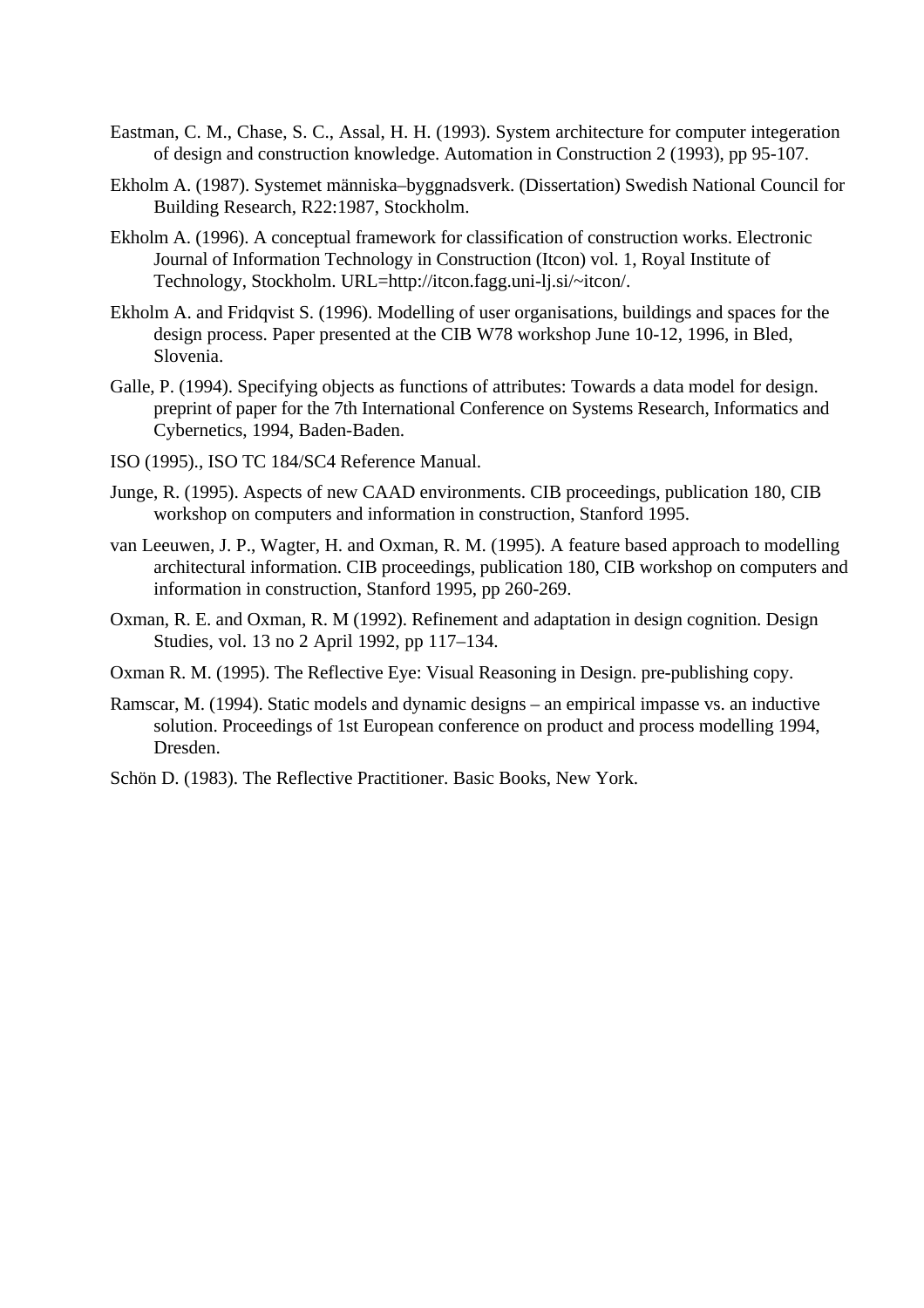Eastman, C. M., Chase, S. C., Assal, H. H. (1993). System architecture for computer integeration of design and construction knowledge. Automation in Construction 2 (1993), pp 95-107.

Ekholm A. (1987). Systemet människa–byggnadsverk. (Dissertation) Swedish National Council for Building Research, R22:1987, Stockholm.

Ekholm A. (1996). A conceptual framework for classification of construction works. Electronic Journal of Information Technology in Construction (Itcon) vol. 1, Royal Institute of Technology, Stockholm. URL=http://itcon.fagg.uni-lj.si/~itcon/.

Ekholm A. and Fridqvist S. (1996). Modelling of user organisations, buildings and spaces for the design process. Paper presented at the CIB W78 workshop June 10-12, 1996, in Bled, Slovenia.

Galle, P. (1994). Specifying objects as functions of attributes: Towards a data model for design. preprint of paper for the 7th International Conference on Systems Research, Informatics and Cybernetics, 1994, Baden-Baden.

ISO (1995)., ISO TC 184/SC4 Reference Manual.

Junge, R. (1995). Aspects of new CAAD environments. CIB proceedings, publication 180, CIB workshop on computers and information in construction, Stanford 1995.

van Leeuwen, J. P., Wagter, H. and Oxman, R. M. (1995). A feature based approach to modelling architectural information. CIB proceedings, publication 180, CIB workshop on computers and information in construction, Stanford 1995, pp 260-269.

Oxman, R. E. and Oxman, R. M (1992). Refinement and adaptation in design cognition. Design Studies, vol. 13 no 2 April 1992, pp 117–134.

Oxman R. M. (1995). The Reflective Eye: Visual Reasoning in Design. pre-publishing copy.

Ramscar, M. (1994). Static models and dynamic designs – an empirical impasse vs. an inductive solution. Proceedings of 1st European conference on product and process modelling 1994, Dresden.

Schön D. (1983). The Reflective Practitioner. Basic Books, New York.